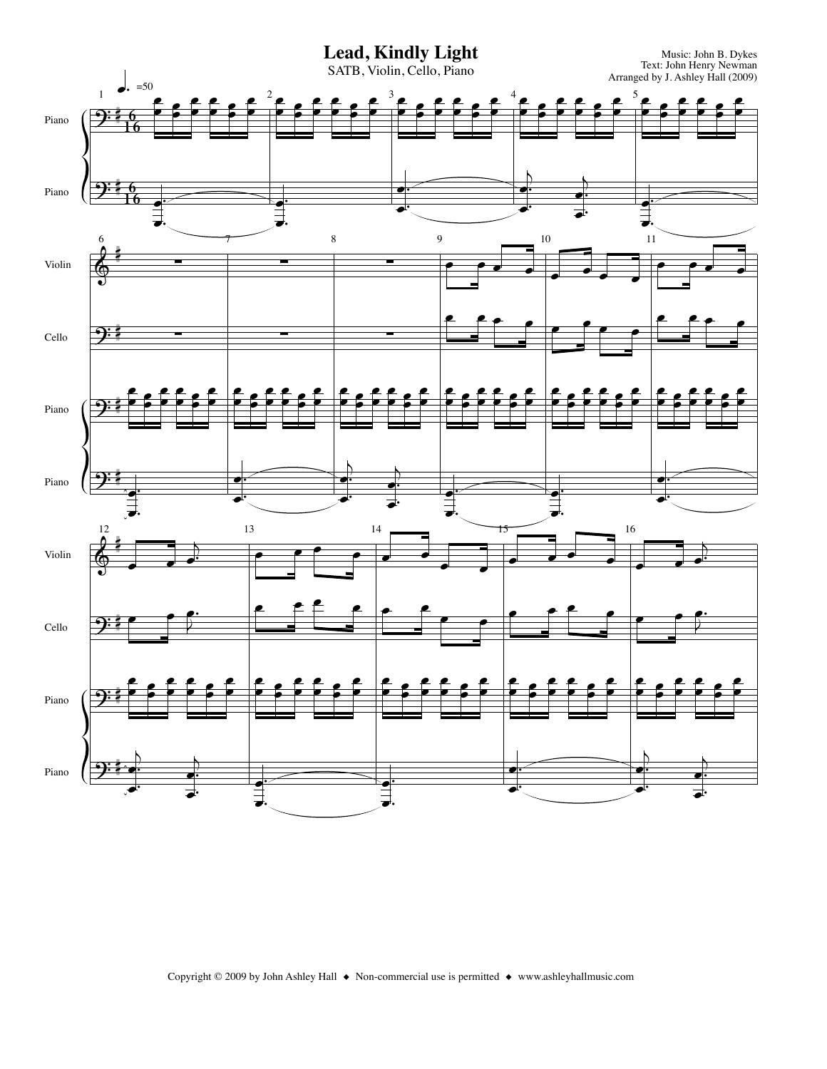# Lead, Kindly Light

SATB, Violin, Cello, Piano

Music: John B. Dykes
Text: John Henry Newman
Arranged by J. Ashley Hall (2009)

Copyright © 2009 by John Ashley Hall ◆ Non-commercial use is permitted ◆ www.ashleyhallmusic.com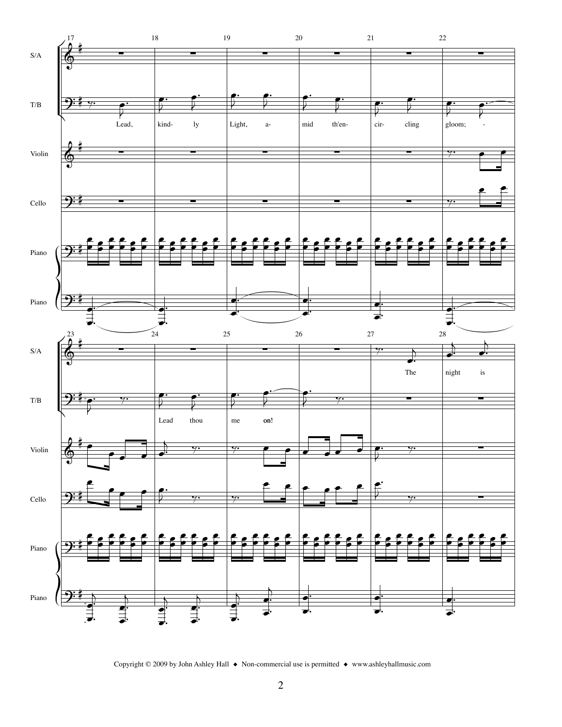S/A

T/B

Lead, kind- ly Light, a- mid th'en- cir- cling gloom; -

Violin

Cello

Piano

Piano

S/A

T/B

The night is

Lead thou me on!

Violin

Cello

Piano

Piano

Copyright © 2009 by John Ashley Hall ◆ Non-commercial use is permitted ◆ www.ashleyhallmusic.com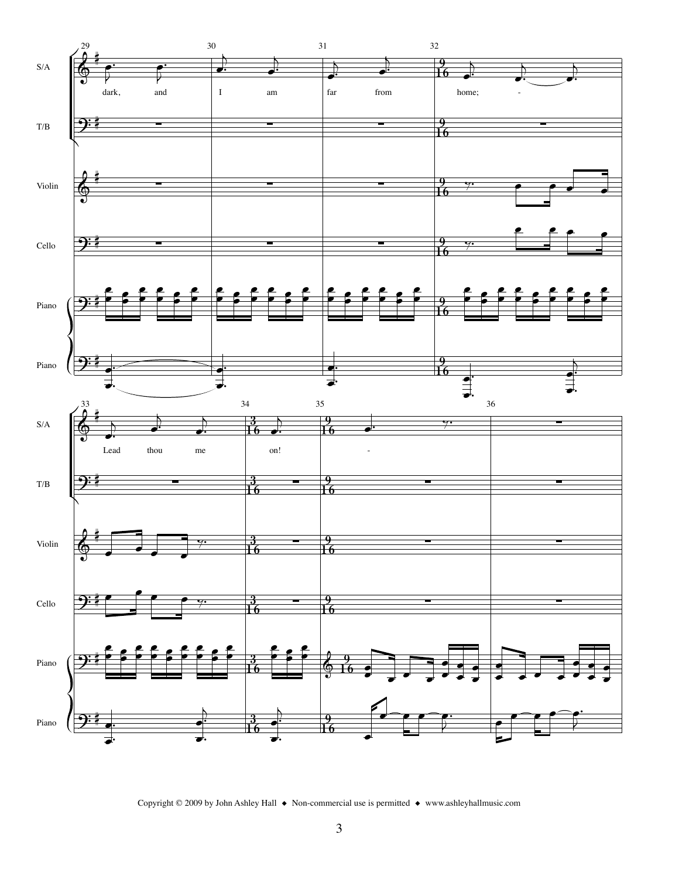S/A: dark, and I am far from home; - Lead thou me on! -

T/B

Violin

Cello

Piano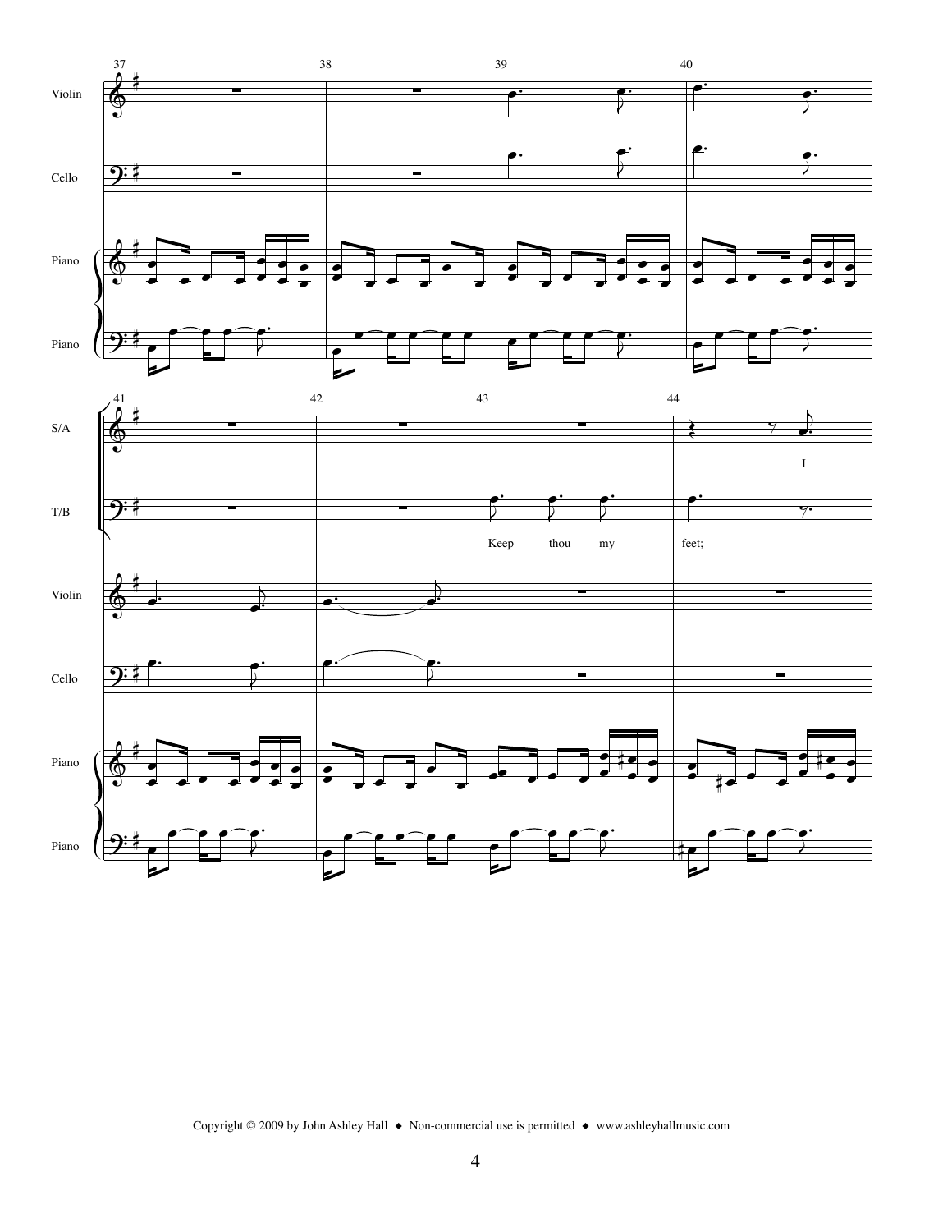Violin

Cello

Piano

S/A

T/B

Keep thou my feet;

I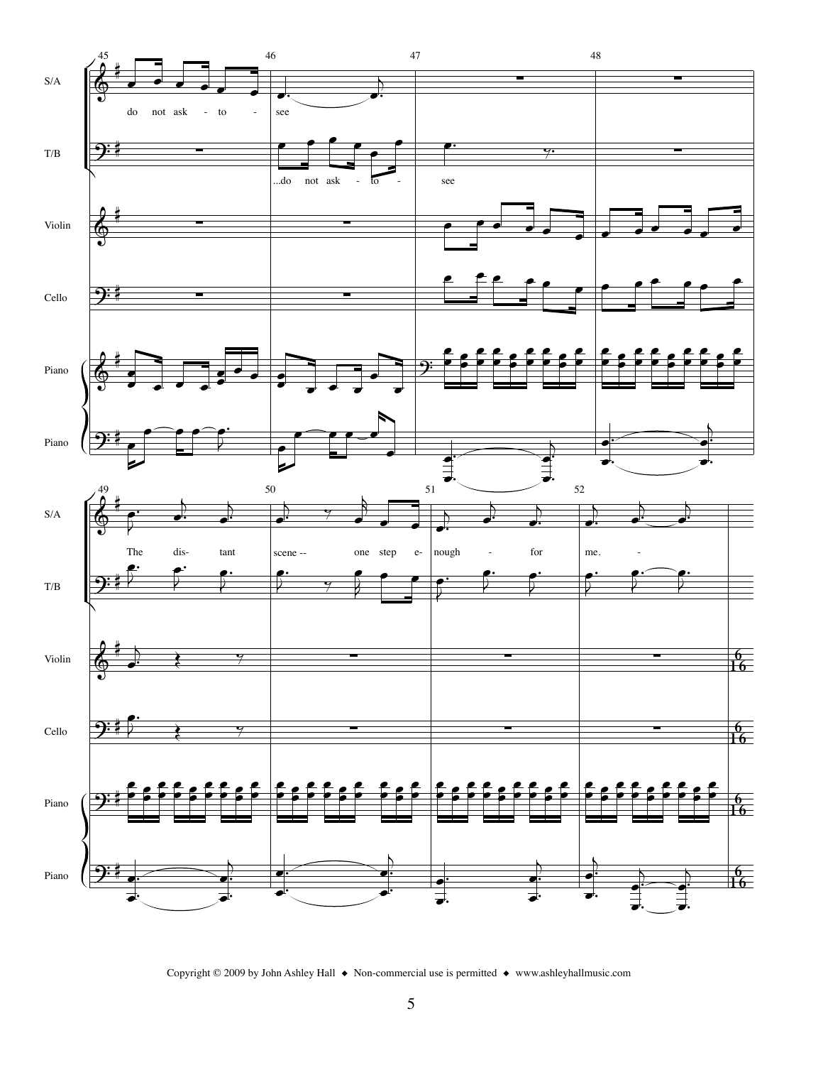S/A: do not ask - to - see

T/B: ...do not ask - to - see

S/A: The dis- tant scene -- one step e- nough - for me. -

T/B: The dis- tant scene -- one step e- nough - for me. -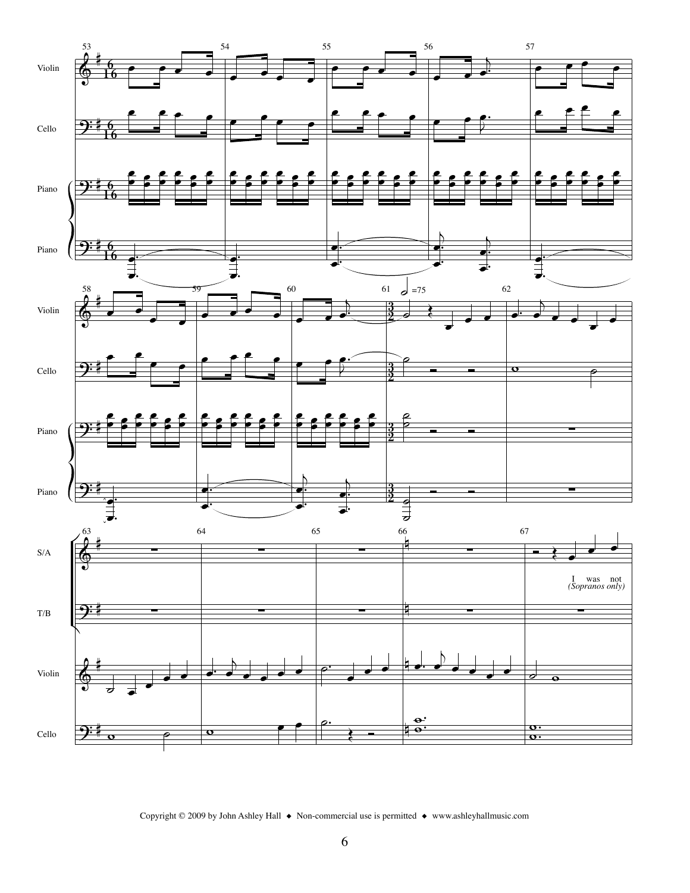I was not
*(Sopranos only)*

Copyright © 2009 by John Ashley Hall ◆ Non-commercial use is permitted ◆ www.ashleyhallmusic.com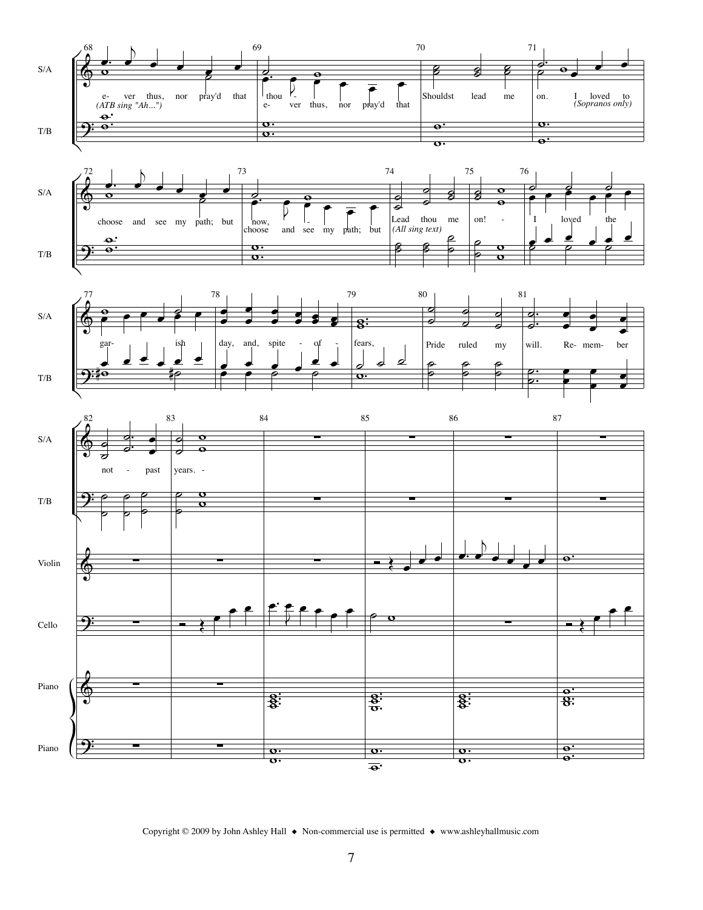S/A

T/B

68 69 70 71

e- ver thus, nor pray'd that thou - Shouldst lead me on. I loved to

*(ATB sing "Ah...")* e- ver thus, nor pray'd that *(Sopranos only)*

72 73 74 75 76

choose and see my path; but now, - Lead thou me on! - I loved the

choose and see my path; but *(All sing text)*

77 78 79 80 81

gar- ish day, and, spite - of - fears, Pride ruled my will. Re- mem- ber

82 83 84 85 86 87

not - past years. -

Violin

Cello

Piano

Piano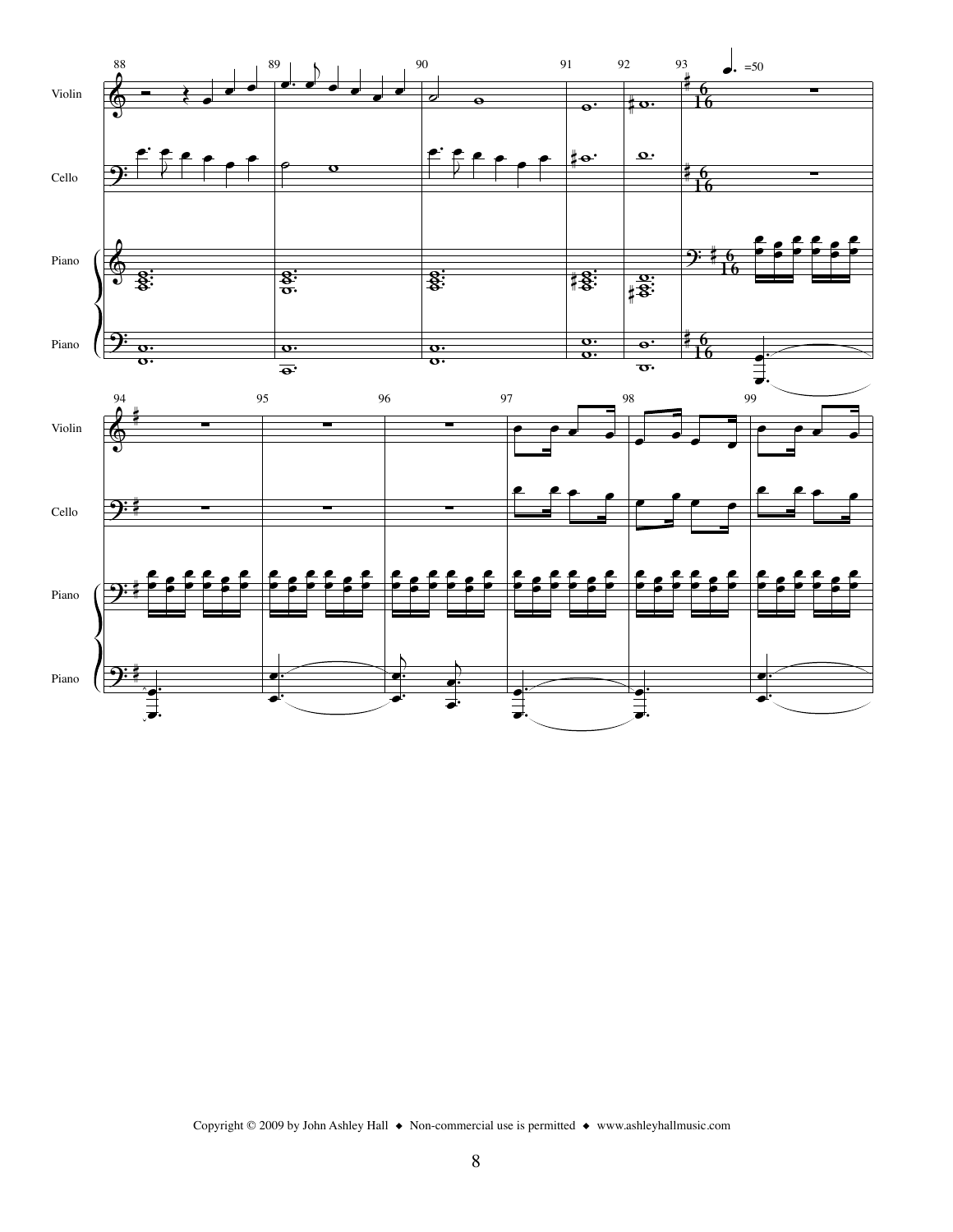Violin

Cello

Piano

Piano

Copyright © 2009 by John Ashley Hall ◆ Non-commercial use is permitted ◆ www.ashleyhallmusic.com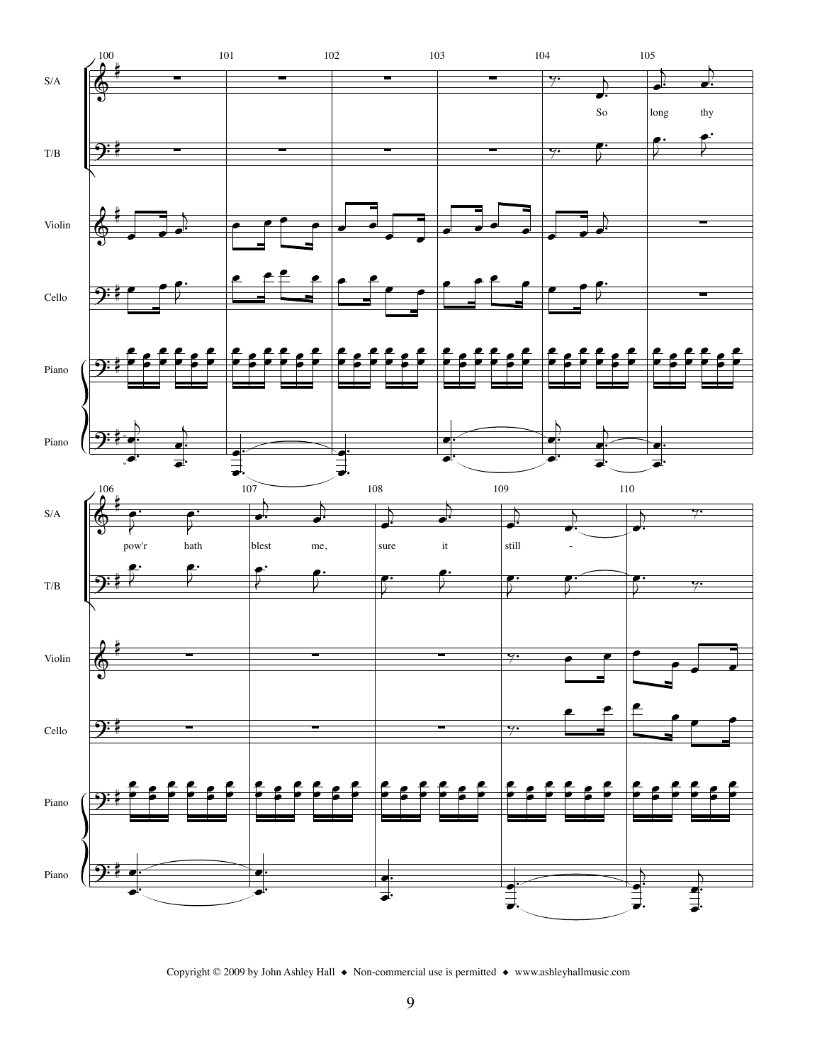S/A

T/B

Violin

Cello

Piano

Piano

So long thy pow'r hath blest me, sure it still -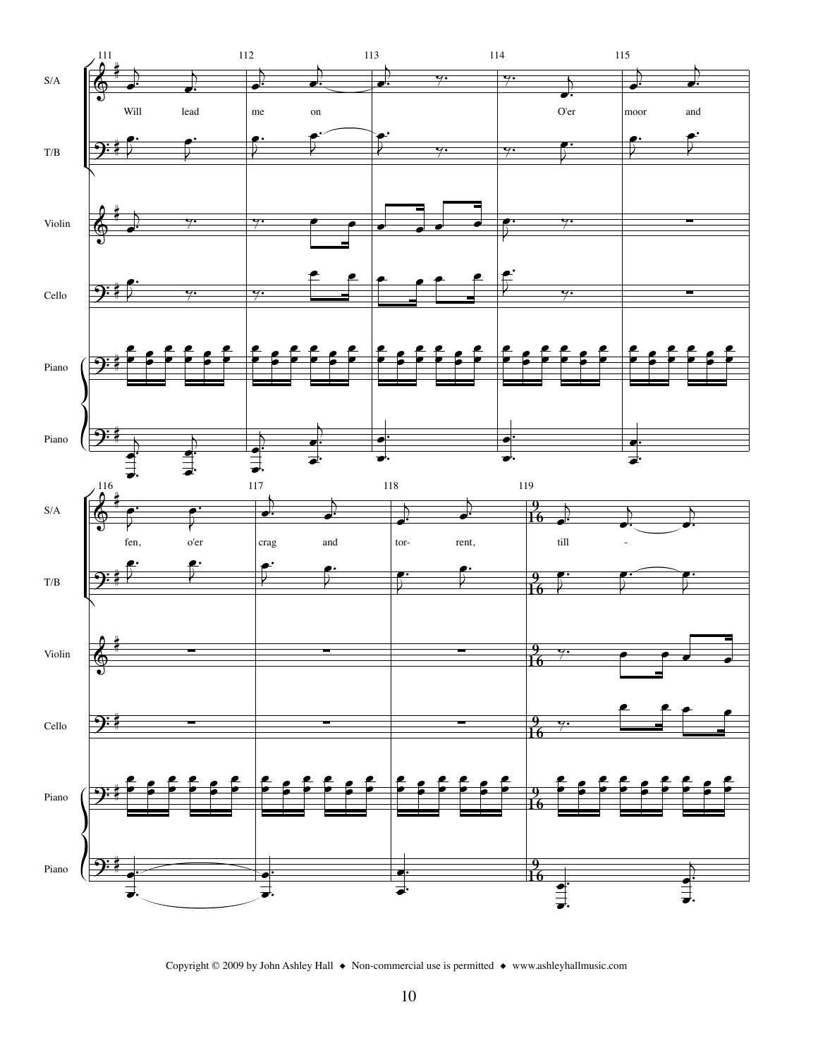Will lead me on O'er moor and fen, o'er crag and tor- rent, till -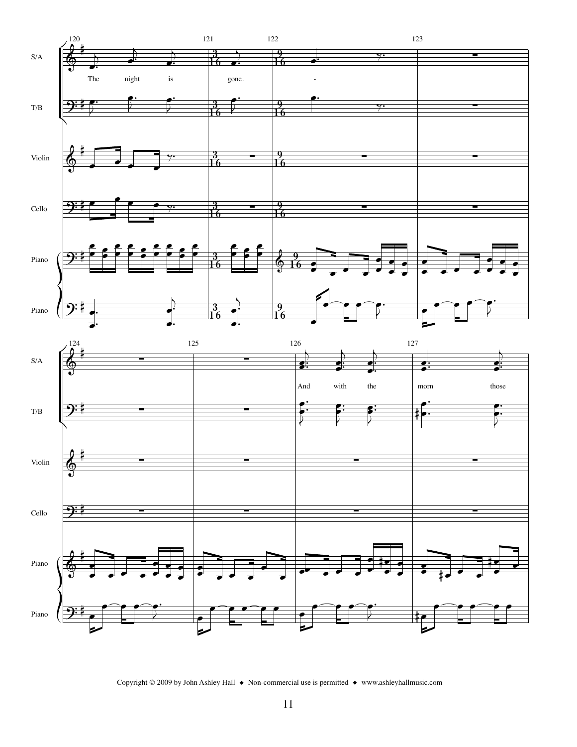120 121 122 123

S/A

The night is gone. -

T/B

Violin

Cello

Piano

Piano

124 125 126 127

S/A

And with the morn those

T/B

Violin

Cello

Piano

Piano

Copyright © 2009 by John Ashley Hall ◆ Non-commercial use is permitted ◆ www.ashleyhallmusic.com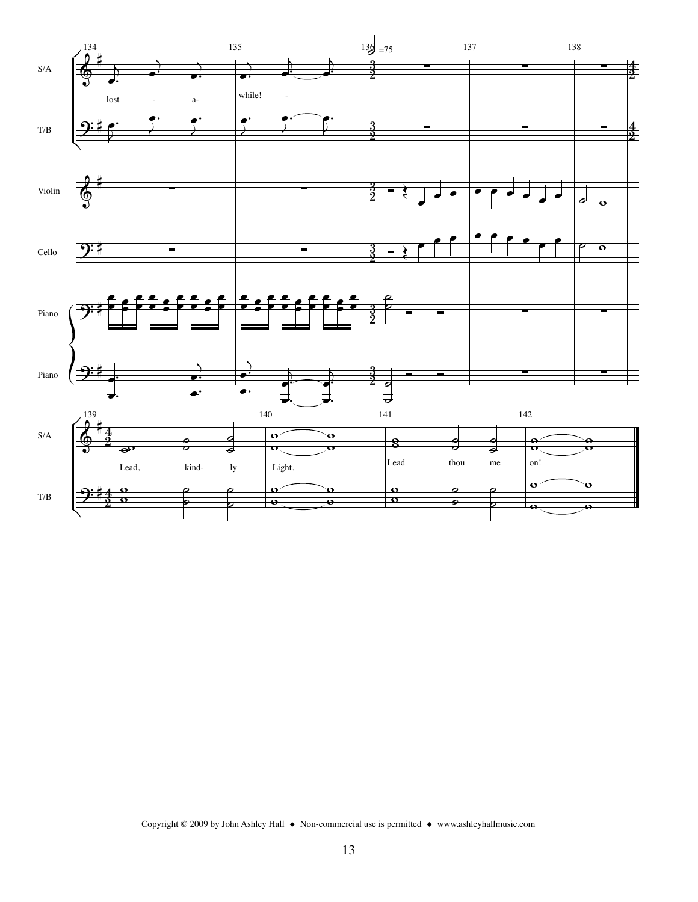Copyright © 2009 by John Ashley Hall ◆ Non-commercial use is permitted ◆ www.ashleyhallmusic.com